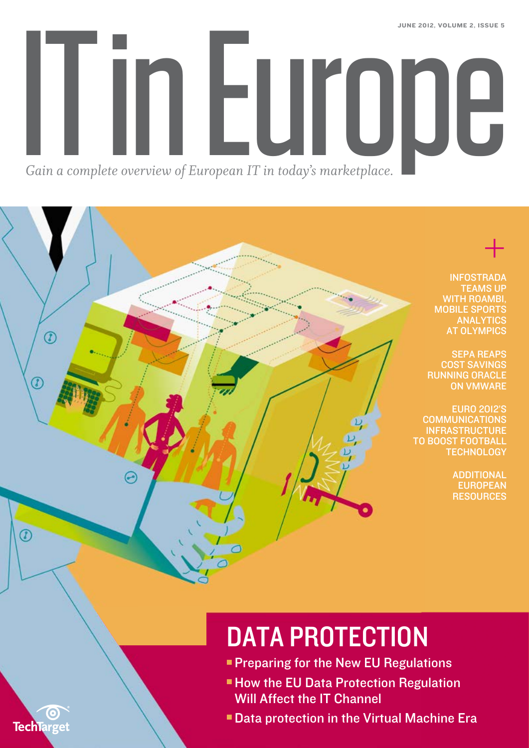JUNE 2012, VOLUME 2, ISSUE 5

# IT in Europe

*Gain a complete overview of European IT in today's marketplace.*

+

INFOSTRADA TEAMS UP WITH ROAMBI, MOBILE SPORTS ANALYTICS AT OLYMPICS

SEPA REAPS COST SAVINGS RUNNING ORACLE ON VMWARE

EURO 2012'S COMMUNICATIONS INFRASTRUCTURE TO BOOST FOOTBALL TECHNOLOGY

ADDITIONAL EUROPEAN RESOURCES

## DATA PROTECTION

- Preparing for the New EU Regulations
- How the EU Data Protection Regulation Will Affect the IT Channel
- Data protection in the Virtual Machine Era

TechTarget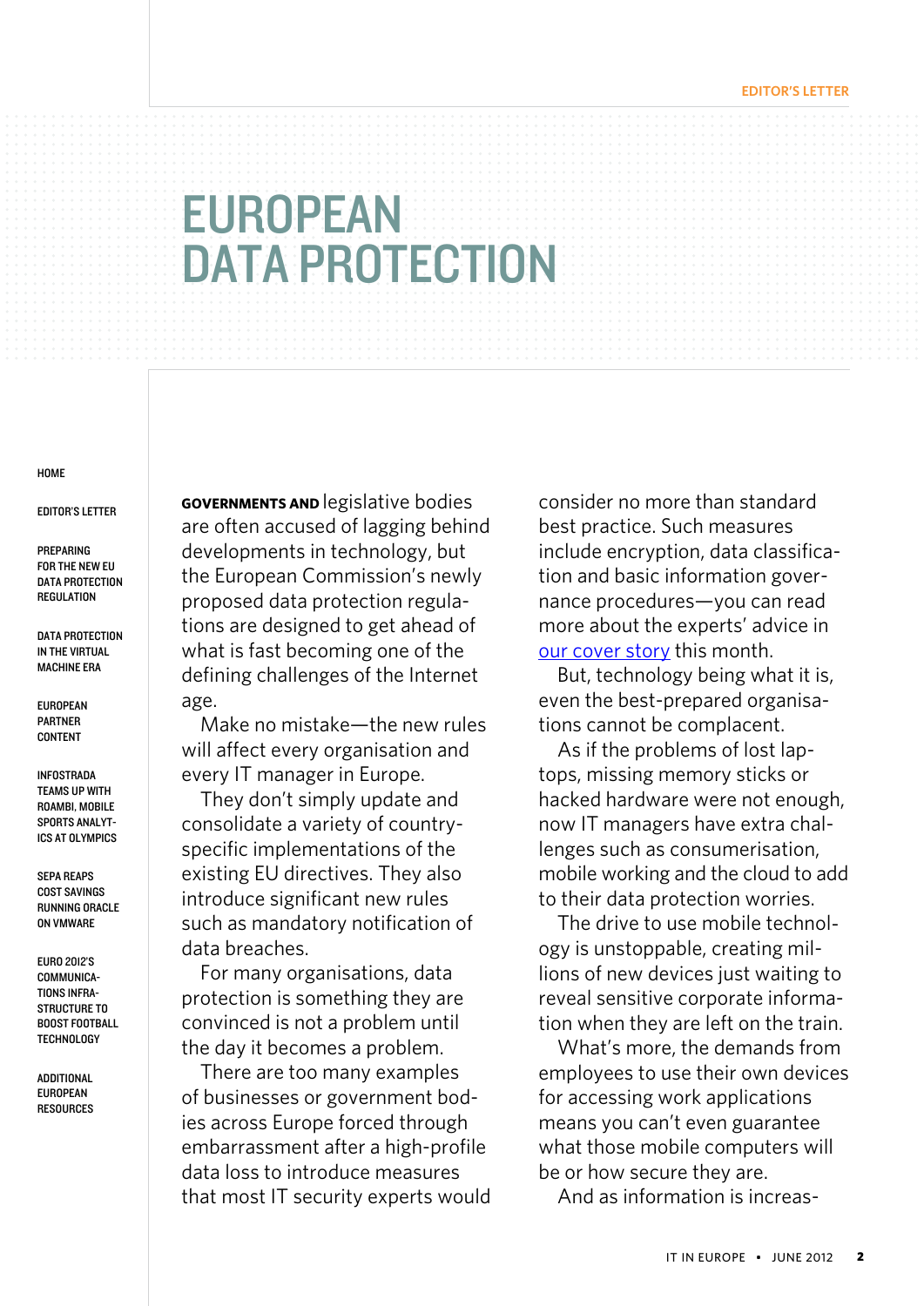# EUROPEAN DATA PROTECTION

**GOVERNMENTS AND** legislative bodies are often accused of lagging behind developments in technology, but the European Commission's newly proposed data protection regulations are designed to get ahead of what is fast becoming one of the defining challenges of the Internet age.

Make no mistake—the new rules will affect every organisation and every IT manager in Europe.

They don't simply update and consolidate a variety of country-specific implementations of the existing EU directives. They also introduce significant new rules such as mandatory notification of data breaches.

For many organisations, data protection is something they are convinced is not a problem until the day it becomes a problem.

There are too many examples of businesses or government bodies across Europe forced through embarrassment after a high-profile data loss to introduce measures that most IT security experts would consider no more than standard best practice. Such measures include encryption, data classification and basic information governance procedures—you can read more about the experts' advice in our cover story this month.

But, technology being what it is, even the best-prepared organisations cannot be complacent.

As if the problems of lost laptops, missing memory sticks or hacked hardware were not enough, now IT managers have extra challenges such as consumerisation, mobile working and the cloud to add to their data protection worries.

The drive to use mobile technology is unstoppable, creating millions of new devices just waiting to reveal sensitive corporate information when they are left on the train.

What's more, the demands from employees to use their own devices for accessing work applications means you can't even guarantee what those mobile computers will be or how secure they are.

And as information is increas-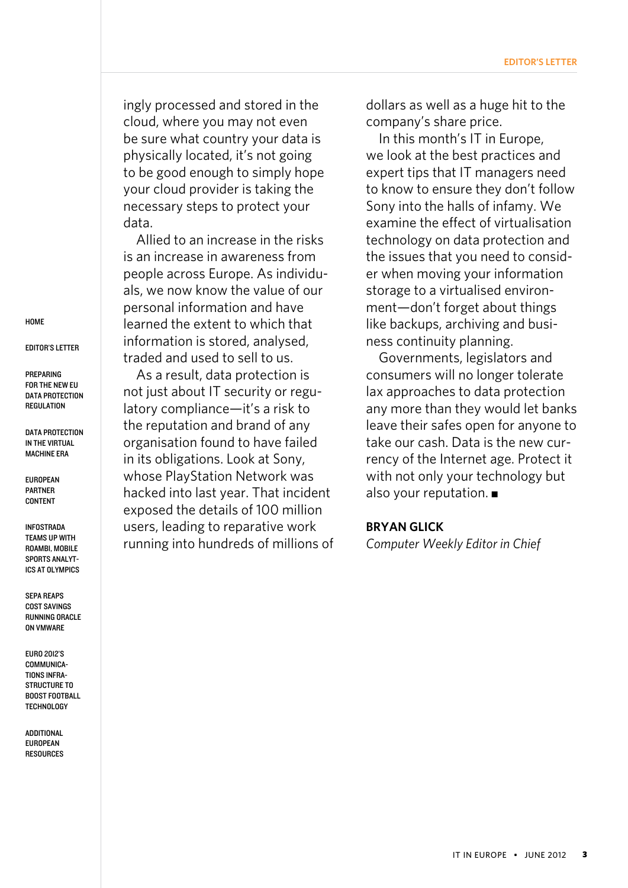ingly processed and stored in the cloud, where you may not even be sure what country your data is physically located, it's not going to be good enough to simply hope your cloud provider is taking the necessary steps to protect your data.

Allied to an increase in the risks is an increase in awareness from people across Europe. As individuals, we now know the value of our personal information and have learned the extent to which that information is stored, analysed, traded and used to sell to us.

As a result, data protection is not just about IT security or regulatory compliance—it's a risk to the reputation and brand of any organisation found to have failed in its obligations. Look at Sony, whose PlayStation Network was hacked into last year. That incident exposed the details of 100 million users, leading to reparative work running into hundreds of millions of dollars as well as a huge hit to the company's share price.

In this month's IT in Europe, we look at the best practices and expert tips that IT managers need to know to ensure they don't follow Sony into the halls of infamy. We examine the effect of virtualisation technology on data protection and the issues that you need to consider when moving your information storage to a virtualised environment—don't forget about things like backups, archiving and business continuity planning.

Governments, legislators and consumers will no longer tolerate lax approaches to data protection any more than they would let banks leave their safes open for anyone to take our cash. Data is the new currency of the Internet age. Protect it with not only your technology but also your reputation. ■

**BRYAN GLICK**
*Computer Weekly Editor in Chief*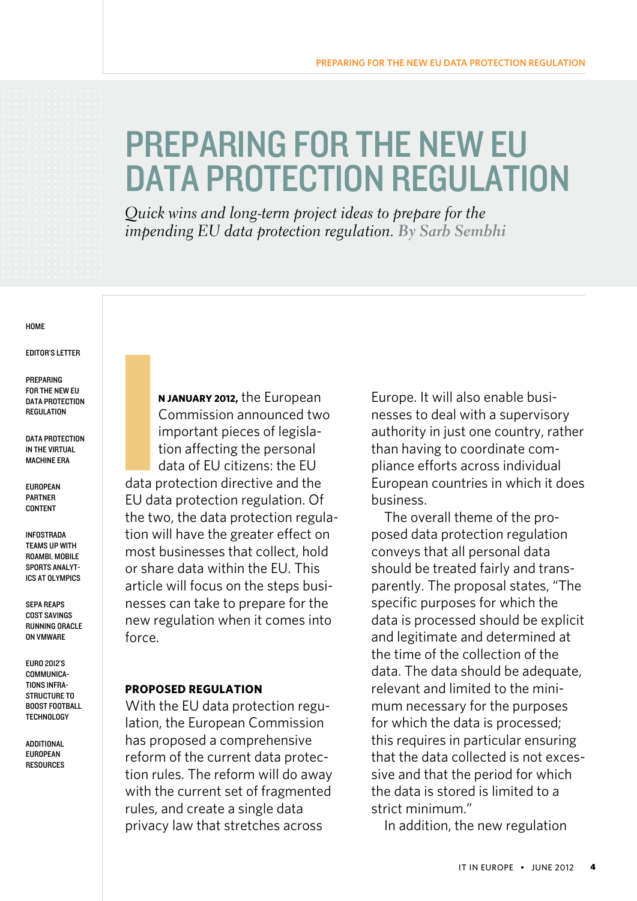# PREPARING FOR THE NEW EU DATA PROTECTION REGULATION

*Quick wins and long-term project ideas to prepare for the impending EU data protection regulation. By Sarb Sembhi*

**IN JANUARY 2012,** the European Commission announced two important pieces of legislation affecting the personal data of EU citizens: the EU data protection directive and the EU data protection regulation. Of the two, the data protection regulation will have the greater effect on most businesses that collect, hold or share data within the EU. This article will focus on the steps businesses can take to prepare for the new regulation when it comes into force.

## PROPOSED REGULATION

With the EU data protection regulation, the European Commission has proposed a comprehensive reform of the current data protection rules. The reform will do away with the current set of fragmented rules, and create a single data privacy law that stretches across Europe. It will also enable businesses to deal with a supervisory authority in just one country, rather than having to coordinate compliance efforts across individual European countries in which it does business.

The overall theme of the proposed data protection regulation conveys that all personal data should be treated fairly and transparently. The proposal states, "The specific purposes for which the data is processed should be explicit and legitimate and determined at the time of the collection of the data. The data should be adequate, relevant and limited to the minimum necessary for the purposes for which the data is processed; this requires in particular ensuring that the data collected is not excessive and that the period for which the data is stored is limited to a strict minimum."

In addition, the new regulation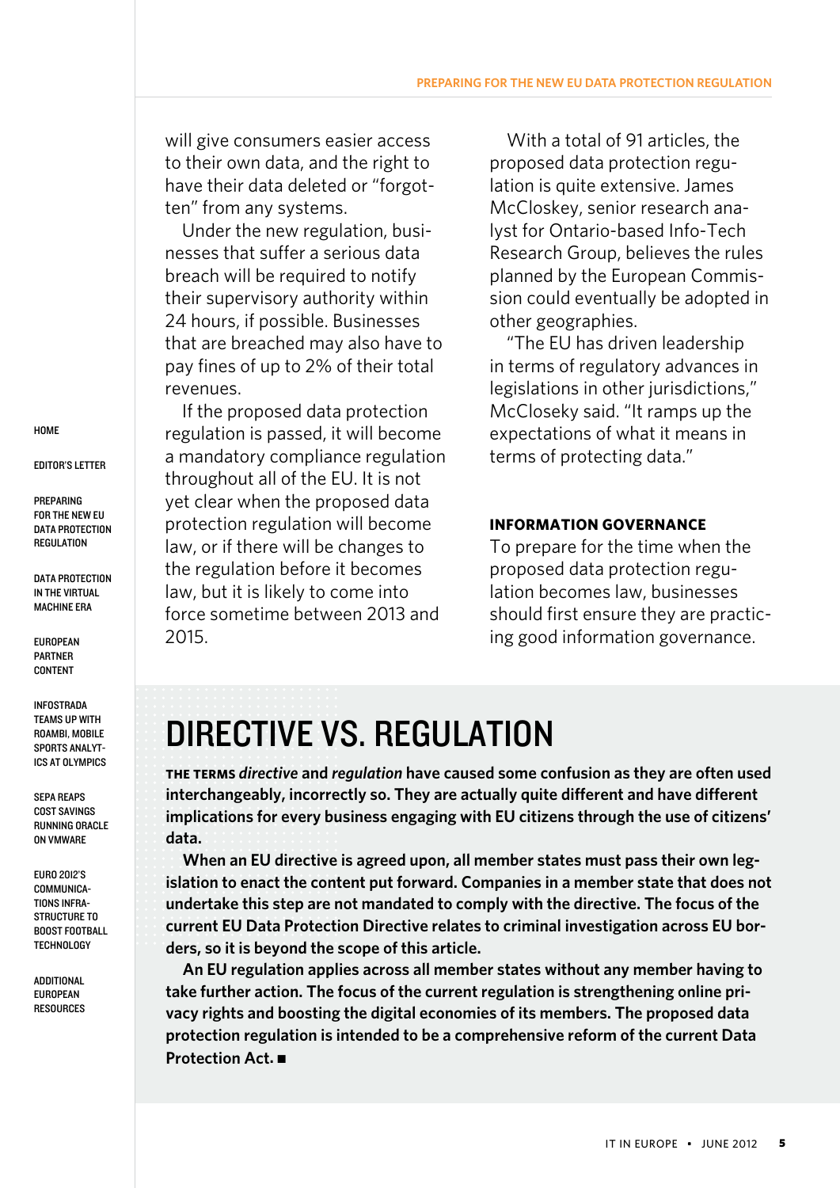will give consumers easier access to their own data, and the right to have their data deleted or "forgotten" from any systems.

Under the new regulation, businesses that suffer a serious data breach will be required to notify their supervisory authority within 24 hours, if possible. Businesses that are breached may also have to pay fines of up to 2% of their total revenues.

If the proposed data protection regulation is passed, it will become a mandatory compliance regulation throughout all of the EU. It is not yet clear when the proposed data protection regulation will become law, or if there will be changes to the regulation before it becomes law, but it is likely to come into force sometime between 2013 and 2015.

With a total of 91 articles, the proposed data protection regulation is quite extensive. James McCloskey, senior research analyst for Ontario-based Info-Tech Research Group, believes the rules planned by the European Commission could eventually be adopted in other geographies.

"The EU has driven leadership in terms of regulatory advances in legislations in other jurisdictions," McCloseky said. "It ramps up the expectations of what it means in terms of protecting data."

### INFORMATION GOVERNANCE

To prepare for the time when the proposed data protection regulation becomes law, businesses should first ensure they are practicing good information governance.

## DIRECTIVE VS. REGULATION

**THE TERMS *directive* and *regulation* have caused some confusion as they are often used interchangeably, incorrectly so. They are actually quite different and have different implications for every business engaging with EU citizens through the use of citizens' data.**

**When an EU directive is agreed upon, all member states must pass their own legislation to enact the content put forward. Companies in a member state that does not undertake this step are not mandated to comply with the directive. The focus of the current EU Data Protection Directive relates to criminal investigation across EU borders, so it is beyond the scope of this article.**

**An EU regulation applies across all member states without any member having to take further action. The focus of the current regulation is strengthening online privacy rights and boosting the digital economies of its members. The proposed data protection regulation is intended to be a comprehensive reform of the current Data Protection Act. ■**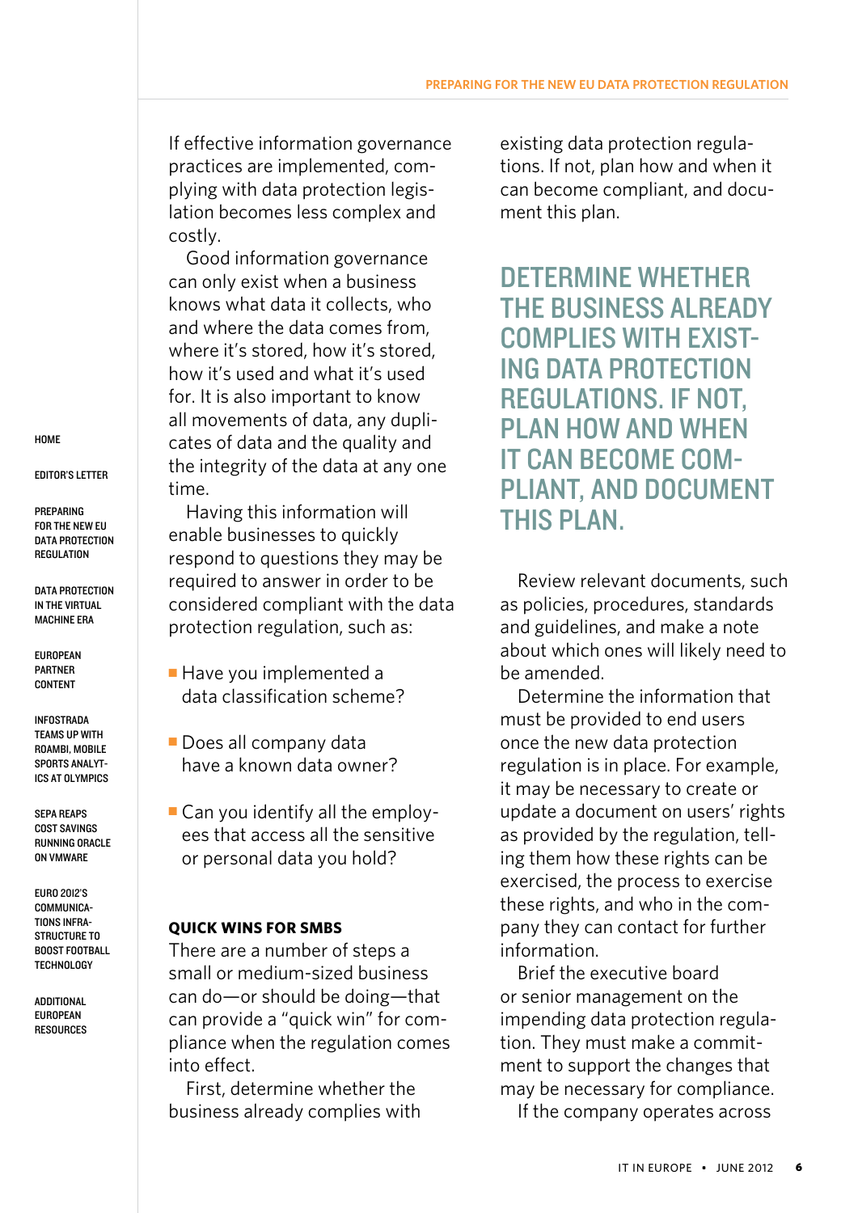If effective information governance practices are implemented, complying with data protection legislation becomes less complex and costly.

Good information governance can only exist when a business knows what data it collects, who and where the data comes from, where it's stored, how it's stored, how it's used and what it's used for. It is also important to know all movements of data, any duplicates of data and the quality and the integrity of the data at any one time.

Having this information will enable businesses to quickly respond to questions they may be required to answer in order to be considered compliant with the data protection regulation, such as:

- Have you implemented a data classification scheme?
- Does all company data have a known data owner?
- Can you identify all the employees that access all the sensitive or personal data you hold?

**QUICK WINS FOR SMBS**

There are a number of steps a small or medium-sized business can do—or should be doing—that can provide a "quick win" for compliance when the regulation comes into effect.

First, determine whether the business already complies with existing data protection regulations. If not, plan how and when it can become compliant, and document this plan.

## DETERMINE WHETHER THE BUSINESS ALREADY COMPLIES WITH EXISTING DATA PROTECTION REGULATIONS. IF NOT, PLAN HOW AND WHEN IT CAN BECOME COMPLIANT, AND DOCUMENT THIS PLAN.

Review relevant documents, such as policies, procedures, standards and guidelines, and make a note about which ones will likely need to be amended.

Determine the information that must be provided to end users once the new data protection regulation is in place. For example, it may be necessary to create or update a document on users' rights as provided by the regulation, telling them how these rights can be exercised, the process to exercise these rights, and who in the company they can contact for further information.

Brief the executive board or senior management on the impending data protection regulation. They must make a commitment to support the changes that may be necessary for compliance.

If the company operates across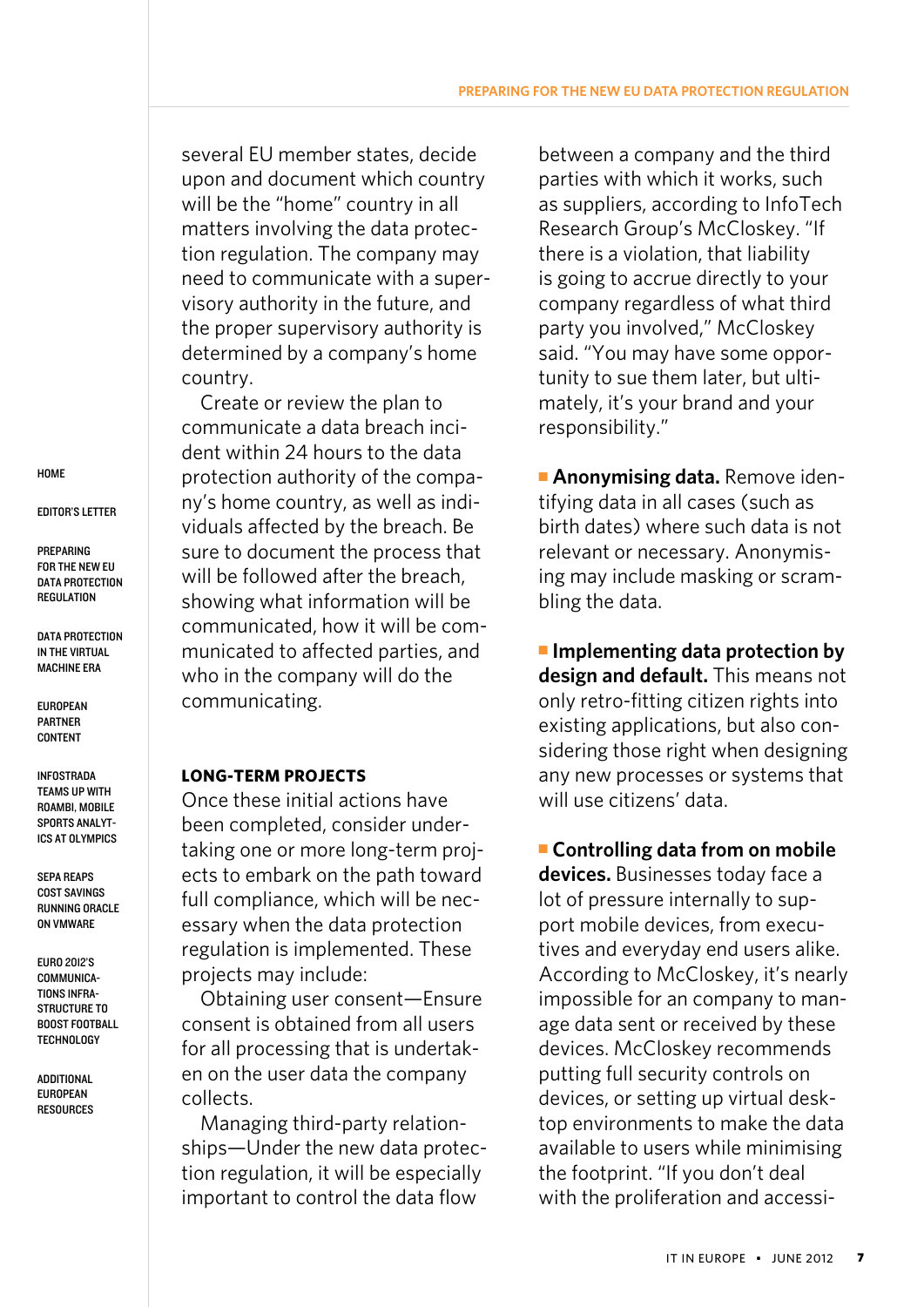several EU member states, decide upon and document which country will be the "home" country in all matters involving the data protection regulation. The company may need to communicate with a supervisory authority in the future, and the proper supervisory authority is determined by a company's home country.

Create or review the plan to communicate a data breach incident within 24 hours to the data protection authority of the company's home country, as well as individuals affected by the breach. Be sure to document the process that will be followed after the breach, showing what information will be communicated, how it will be communicated to affected parties, and who in the company will do the communicating.

### LONG-TERM PROJECTS

Once these initial actions have been completed, consider undertaking one or more long-term projects to embark on the path toward full compliance, which will be necessary when the data protection regulation is implemented. These projects may include:

Obtaining user consent—Ensure consent is obtained from all users for all processing that is undertaken on the user data the company collects.

Managing third-party relationships—Under the new data protection regulation, it will be especially important to control the data flow between a company and the third parties with which it works, such as suppliers, according to InfoTech Research Group's McCloskey. "If there is a violation, that liability is going to accrue directly to your company regardless of what third party you involved," McCloskey said. "You may have some opportunity to sue them later, but ultimately, it's your brand and your responsibility."

- **Anonymising data.** Remove identifying data in all cases (such as birth dates) where such data is not relevant or necessary. Anonymising may include masking or scrambling the data.

- **Implementing data protection by design and default.** This means not only retro-fitting citizen rights into existing applications, but also considering those right when designing any new processes or systems that will use citizens' data.

- **Controlling data from on mobile devices.** Businesses today face a lot of pressure internally to support mobile devices, from executives and everyday end users alike. According to McCloskey, it's nearly impossible for an company to manage data sent or received by these devices. McCloskey recommends putting full security controls on devices, or setting up virtual desktop environments to make the data available to users while minimising the footprint. "If you don't deal with the proliferation and accessi-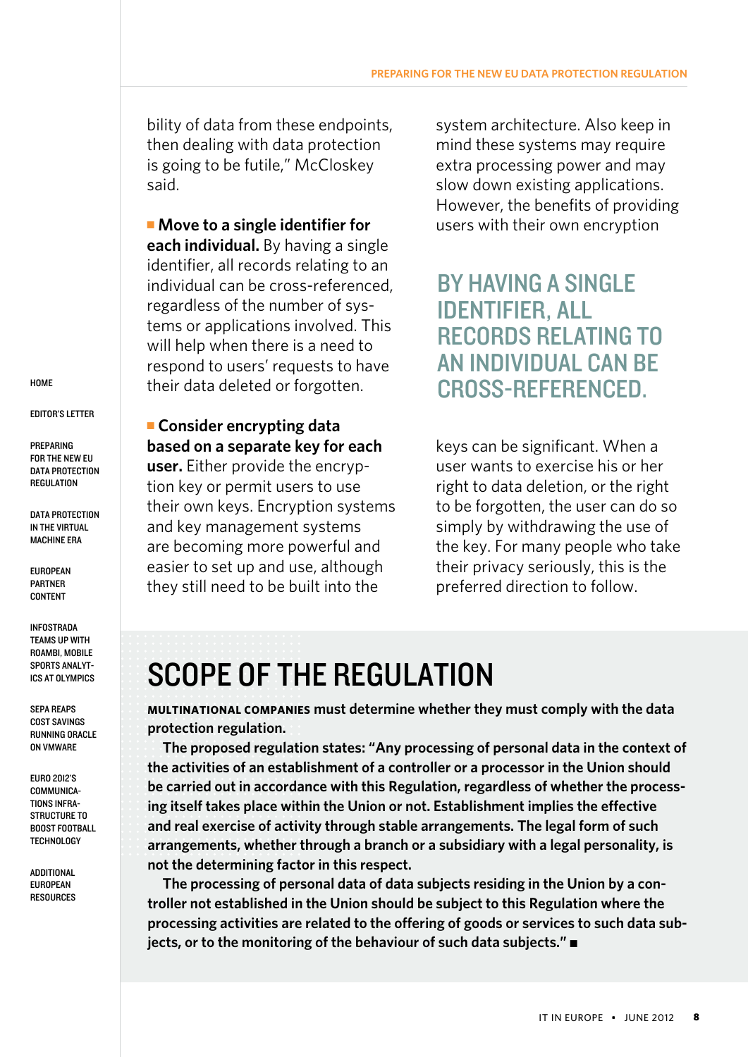bility of data from these endpoints, then dealing with data protection is going to be futile," McCloskey said.

- **Move to a single identifier for each individual.** By having a single identifier, all records relating to an individual can be cross-referenced, regardless of the number of systems or applications involved. This will help when there is a need to respond to users' requests to have their data deleted or forgotten.

- **Consider encrypting data based on a separate key for each user.** Either provide the encryption key or permit users to use their own keys. Encryption systems and key management systems are becoming more powerful and easier to set up and use, although they still need to be built into the system architecture. Also keep in mind these systems may require extra processing power and may slow down existing applications. However, the benefits of providing users with their own encryption keys can be significant. When a user wants to exercise his or her right to data deletion, or the right to be forgotten, the user can do so simply by withdrawing the use of the key. For many people who take their privacy seriously, this is the preferred direction to follow.

BY HAVING A SINGLE IDENTIFIER, ALL RECORDS RELATING TO AN INDIVIDUAL CAN BE CROSS-REFERENCED.

## SCOPE OF THE REGULATION

**MULTINATIONAL COMPANIES must determine whether they must comply with the data protection regulation.**

**The proposed regulation states: "Any processing of personal data in the context of the activities of an establishment of a controller or a processor in the Union should be carried out in accordance with this Regulation, regardless of whether the processing itself takes place within the Union or not. Establishment implies the effective and real exercise of activity through stable arrangements. The legal form of such arrangements, whether through a branch or a subsidiary with a legal personality, is not the determining factor in this respect.**

**The processing of personal data of data subjects residing in the Union by a controller not established in the Union should be subject to this Regulation where the processing activities are related to the offering of goods or services to such data subjects, or to the monitoring of the behaviour of such data subjects." ■**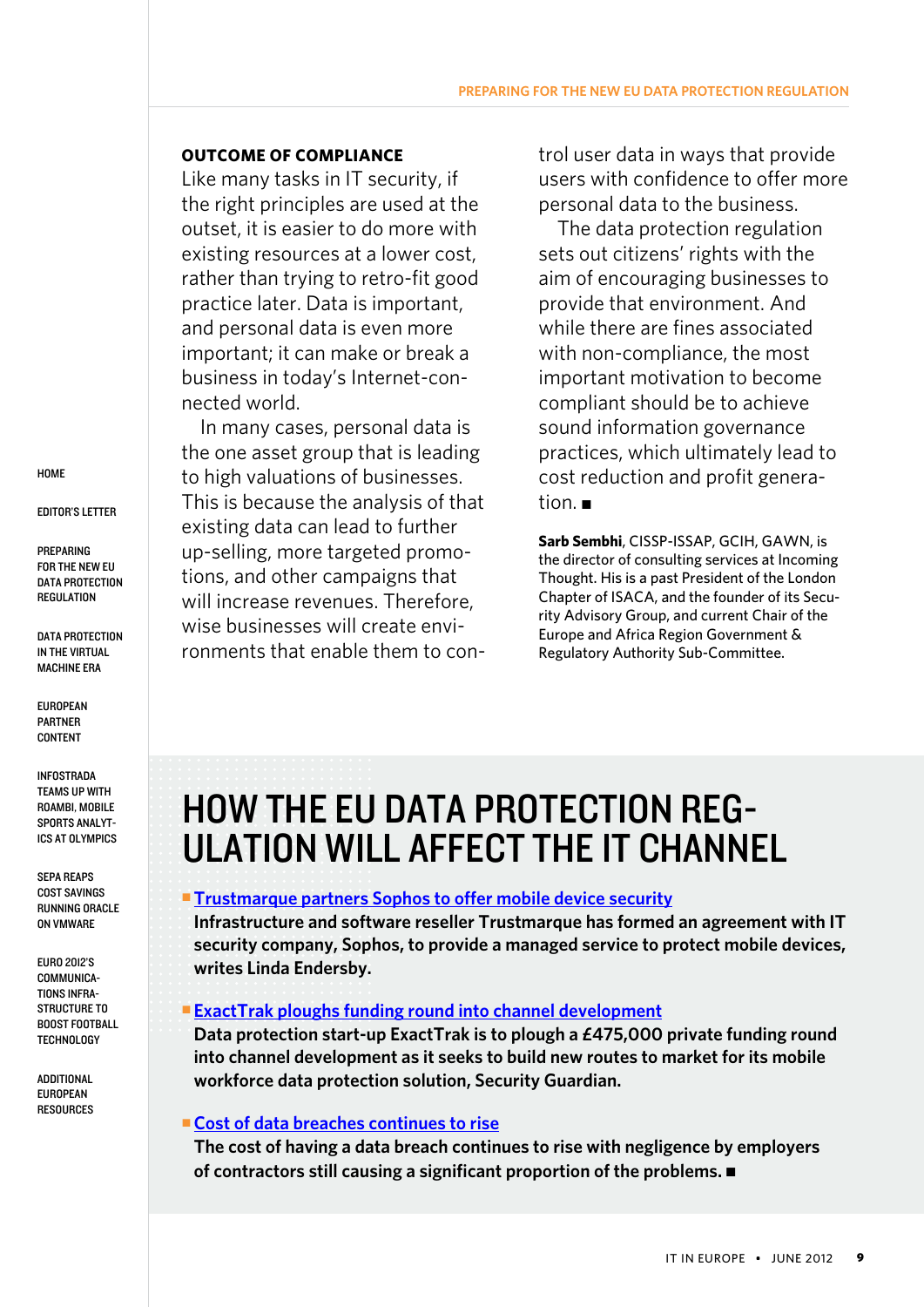### OUTCOME OF COMPLIANCE

Like many tasks in IT security, if the right principles are used at the outset, it is easier to do more with existing resources at a lower cost, rather than trying to retro-fit good practice later. Data is important, and personal data is even more important; it can make or break a business in today's Internet-connected world.

In many cases, personal data is the one asset group that is leading to high valuations of businesses. This is because the analysis of that existing data can lead to further up-selling, more targeted promotions, and other campaigns that will increase revenues. Therefore, wise businesses will create environments that enable them to control user data in ways that provide users with confidence to offer more personal data to the business.

The data protection regulation sets out citizens' rights with the aim of encouraging businesses to provide that environment. And while there are fines associated with non-compliance, the most important motivation to become compliant should be to achieve sound information governance practices, which ultimately lead to cost reduction and profit generation. ■

**Sarb Sembhi**, CISSP-ISSAP, GCIH, GAWN, is the director of consulting services at Incoming Thought. His is a past President of the London Chapter of ISACA, and the founder of its Security Advisory Group, and current Chair of the Europe and Africa Region Government & Regulatory Authority Sub-Committee.

# HOW THE EU DATA PROTECTION REGULATION WILL AFFECT THE IT CHANNEL

- **Trustmarque partners Sophos to offer mobile device security**
  **Infrastructure and software reseller Trustmarque has formed an agreement with IT security company, Sophos, to provide a managed service to protect mobile devices, writes Linda Endersby.**

- **ExactTrak ploughs funding round into channel development**
  **Data protection start-up ExactTrak is to plough a £475,000 private funding round into channel development as it seeks to build new routes to market for its mobile workforce data protection solution, Security Guardian.**

- **Cost of data breaches continues to rise**
  **The cost of having a data breach continues to rise with negligence by employers of contractors still causing a significant proportion of the problems.** ■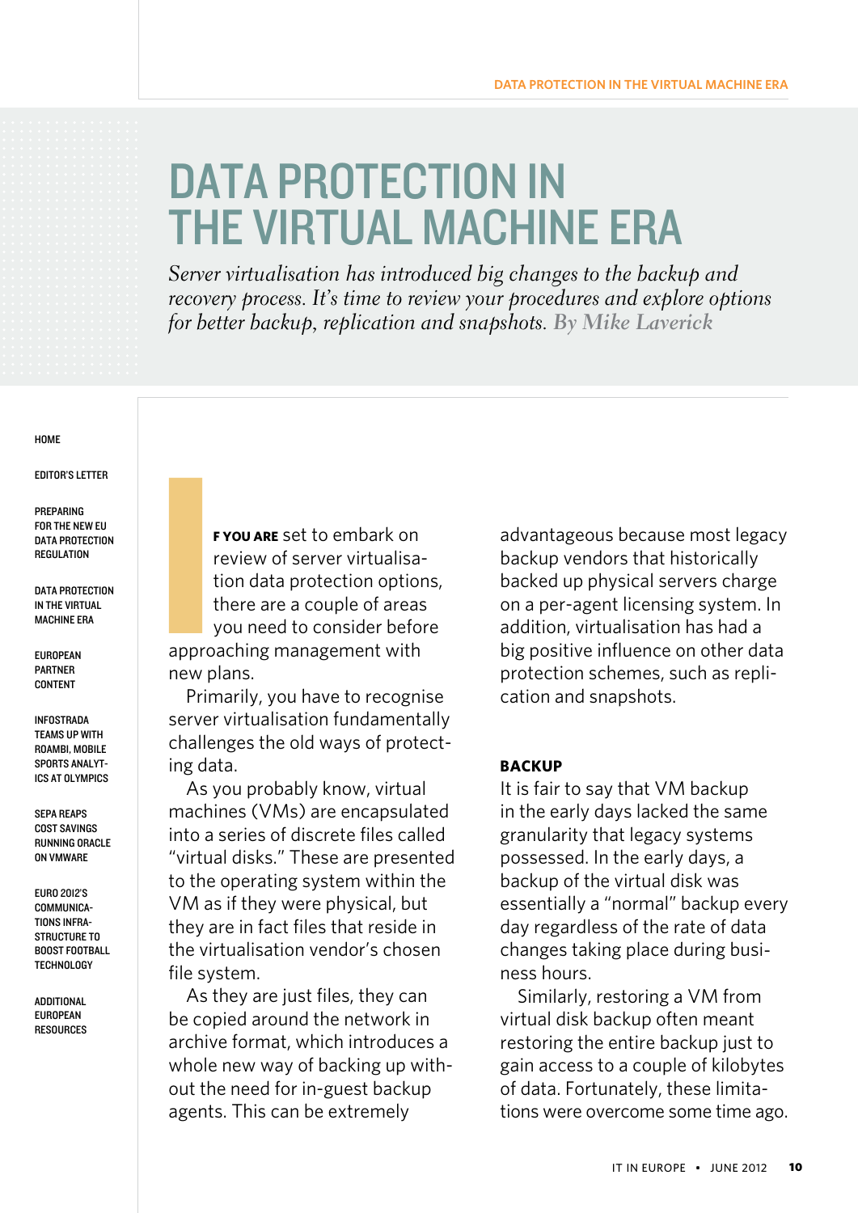# DATA PROTECTION IN THE VIRTUAL MACHINE ERA

*Server virtualisation has introduced big changes to the backup and recovery process. It's time to review your procedures and explore options for better backup, replication and snapshots.* *By Mike Laverick*

**IF YOU ARE** set to embark on review of server virtualisation data protection options, there are a couple of areas you need to consider before approaching management with new plans.

Primarily, you have to recognise server virtualisation fundamentally challenges the old ways of protecting data.

As you probably know, virtual machines (VMs) are encapsulated into a series of discrete files called "virtual disks." These are presented to the operating system within the VM as if they were physical, but they are in fact files that reside in the virtualisation vendor's chosen file system.

As they are just files, they can be copied around the network in archive format, which introduces a whole new way of backing up without the need for in-guest backup agents. This can be extremely advantageous because most legacy backup vendors that historically backed up physical servers charge on a per-agent licensing system. In addition, virtualisation has had a big positive influence on other data protection schemes, such as replication and snapshots.

## BACKUP

It is fair to say that VM backup in the early days lacked the same granularity that legacy systems possessed. In the early days, a backup of the virtual disk was essentially a "normal" backup every day regardless of the rate of data changes taking place during business hours.

Similarly, restoring a VM from virtual disk backup often meant restoring the entire backup just to gain access to a couple of kilobytes of data. Fortunately, these limitations were overcome some time ago.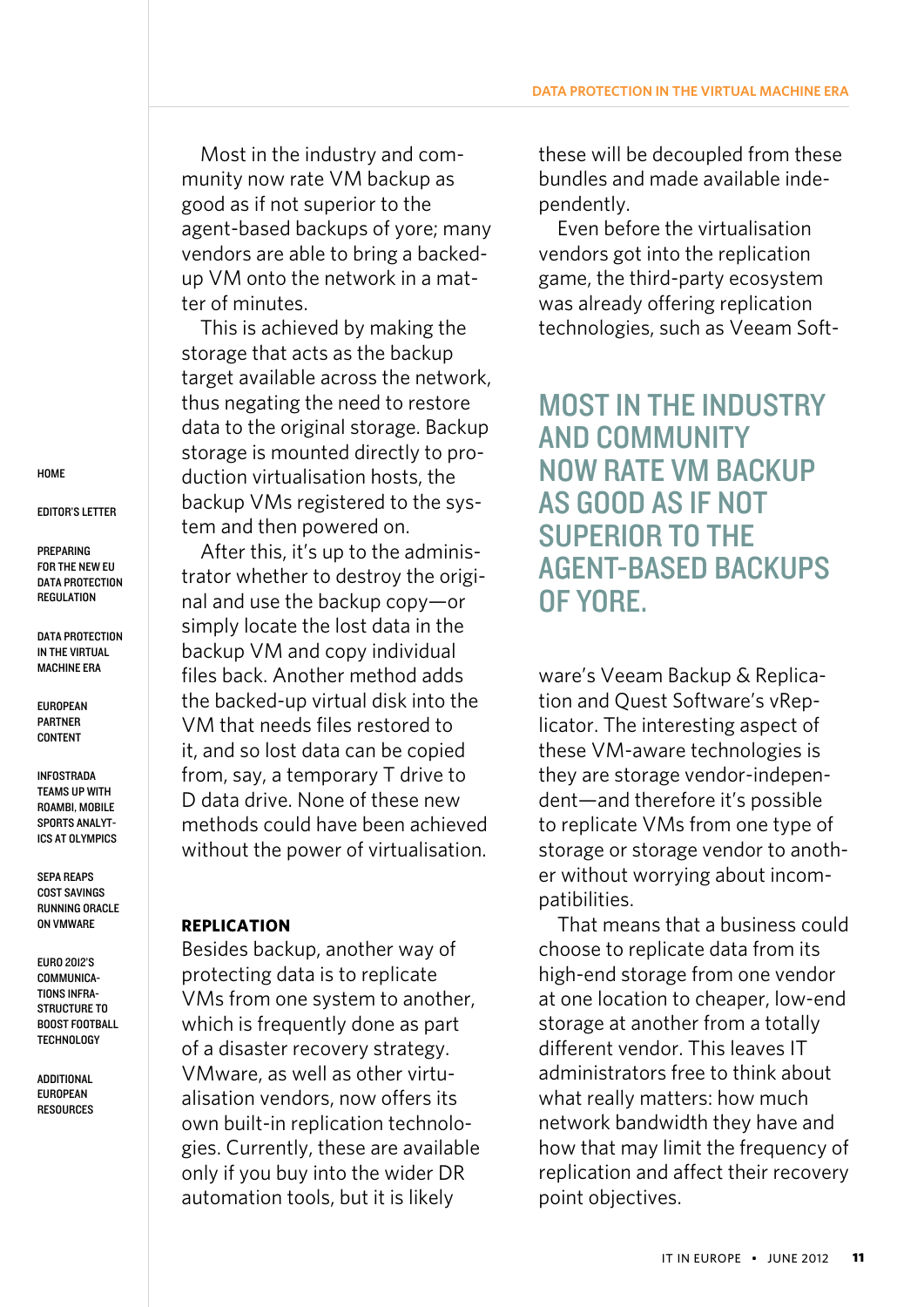Most in the industry and community now rate VM backup as good as if not superior to the agent-based backups of yore; many vendors are able to bring a backed-up VM onto the network in a matter of minutes.

This is achieved by making the storage that acts as the backup target available across the network, thus negating the need to restore data to the original storage. Backup storage is mounted directly to production virtualisation hosts, the backup VMs registered to the system and then powered on.

After this, it's up to the administrator whether to destroy the original and use the backup copy—or simply locate the lost data in the backup VM and copy individual files back. Another method adds the backed-up virtual disk into the VM that needs files restored to it, and so lost data can be copied from, say, a temporary T drive to D data drive. None of these new methods could have been achieved without the power of virtualisation.

**REPLICATION**

Besides backup, another way of protecting data is to replicate VMs from one system to another, which is frequently done as part of a disaster recovery strategy. VMware, as well as other virtualisation vendors, now offers its own built-in replication technologies. Currently, these are available only if you buy into the wider DR automation tools, but it is likely these will be decoupled from these bundles and made available independently.

Even before the virtualisation vendors got into the replication game, the third-party ecosystem was already offering replication technologies, such as Veeam Software's Veeam Backup & Replication and Quest Software's vReplicator. The interesting aspect of these VM-aware technologies is they are storage vendor-independent—and therefore it's possible to replicate VMs from one type of storage or storage vendor to another without worrying about incompatibilities.

> MOST IN THE INDUSTRY AND COMMUNITY NOW RATE VM BACKUP AS GOOD AS IF NOT SUPERIOR TO THE AGENT-BASED BACKUPS OF YORE.

That means that a business could choose to replicate data from its high-end storage from one vendor at one location to cheaper, low-end storage at another from a totally different vendor. This leaves IT administrators free to think about what really matters: how much network bandwidth they have and how that may limit the frequency of replication and affect their recovery point objectives.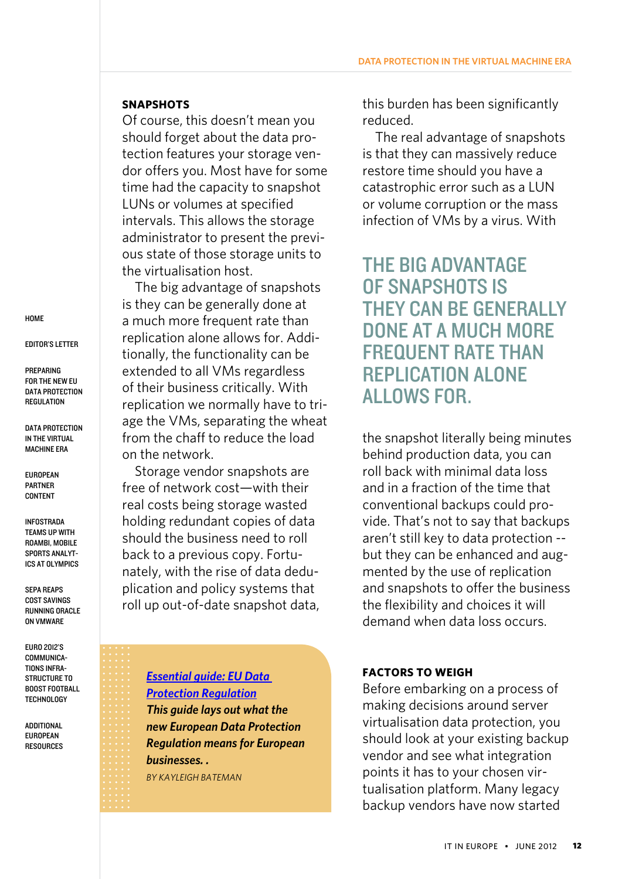### SNAPSHOTS

Of course, this doesn't mean you should forget about the data protection features your storage vendor offers you. Most have for some time had the capacity to snapshot LUNs or volumes at specified intervals. This allows the storage administrator to present the previous state of those storage units to the virtualisation host.

The big advantage of snapshots is they can be generally done at a much more frequent rate than replication alone allows for. Additionally, the functionality can be extended to all VMs regardless of their business criticality. With replication we normally have to triage the VMs, separating the wheat from the chaff to reduce the load on the network.

Storage vendor snapshots are free of network cost—with their real costs being storage wasted holding redundant copies of data should the business need to roll back to a previous copy. Fortunately, with the rise of data deduplication and policy systems that roll up out-of-date snapshot data, this burden has been significantly reduced.

The real advantage of snapshots is that they can massively reduce restore time should you have a catastrophic error such as a LUN or volume corruption or the mass infection of VMs by a virus. With the snapshot literally being minutes behind production data, you can roll back with minimal data loss and in a fraction of the time that conventional backups could provide. That's not to say that backups aren't still key to data protection -- but they can be enhanced and augmented by the use of replication and snapshots to offer the business the flexibility and choices it will demand when data loss occurs.

> THE BIG ADVANTAGE OF SNAPSHOTS IS THEY CAN BE GENERALLY DONE AT A MUCH MORE FREQUENT RATE THAN REPLICATION ALONE ALLOWS FOR.

> ***Essential guide: EU Data Protection Regulation***
> ***This guide lays out what the new European Data Protection Regulation means for European businesses. .***
> *BY KAYLEIGH BATEMAN*

### FACTORS TO WEIGH

Before embarking on a process of making decisions around server virtualisation data protection, you should look at your existing backup vendor and see what integration points it has to your chosen virtualisation platform. Many legacy backup vendors have now started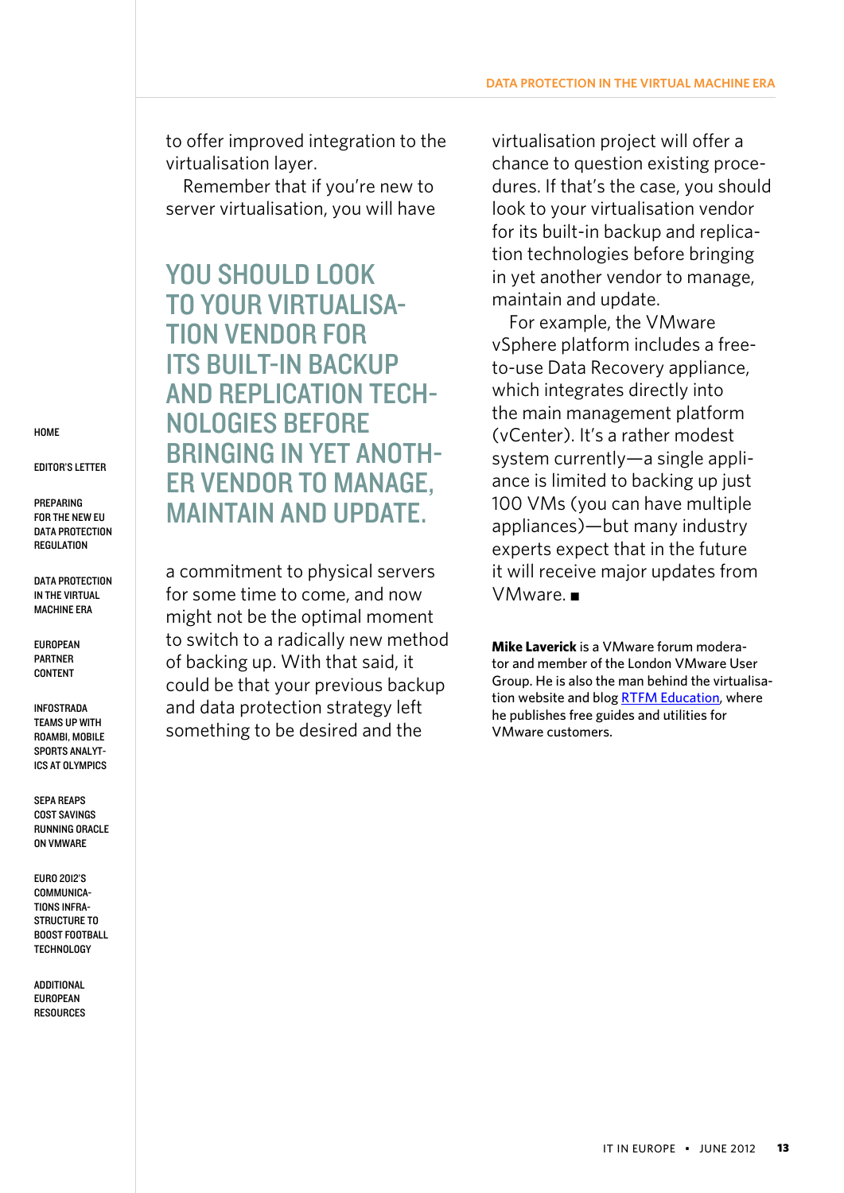to offer improved integration to the virtualisation layer.

Remember that if you're new to server virtualisation, you will have a commitment to physical servers for some time to come, and now might not be the optimal moment to switch to a radically new method of backing up. With that said, it could be that your previous backup and data protection strategy left something to be desired and the virtualisation project will offer a chance to question existing procedures. If that's the case, you should look to your virtualisation vendor for its built-in backup and replication technologies before bringing in yet another vendor to manage, maintain and update.

> **YOU SHOULD LOOK TO YOUR VIRTUALISATION VENDOR FOR ITS BUILT-IN BACKUP AND REPLICATION TECHNOLOGIES BEFORE BRINGING IN YET ANOTHER VENDOR TO MANAGE, MAINTAIN AND UPDATE.**

For example, the VMware vSphere platform includes a free-to-use Data Recovery appliance, which integrates directly into the main management platform (vCenter). It's a rather modest system currently—a single appliance is limited to backing up just 100 VMs (you can have multiple appliances)—but many industry experts expect that in the future it will receive major updates from VMware. ■

**Mike Laverick** is a VMware forum moderator and member of the London VMware User Group. He is also the man behind the virtualisation website and blog RTFM Education, where he publishes free guides and utilities for VMware customers.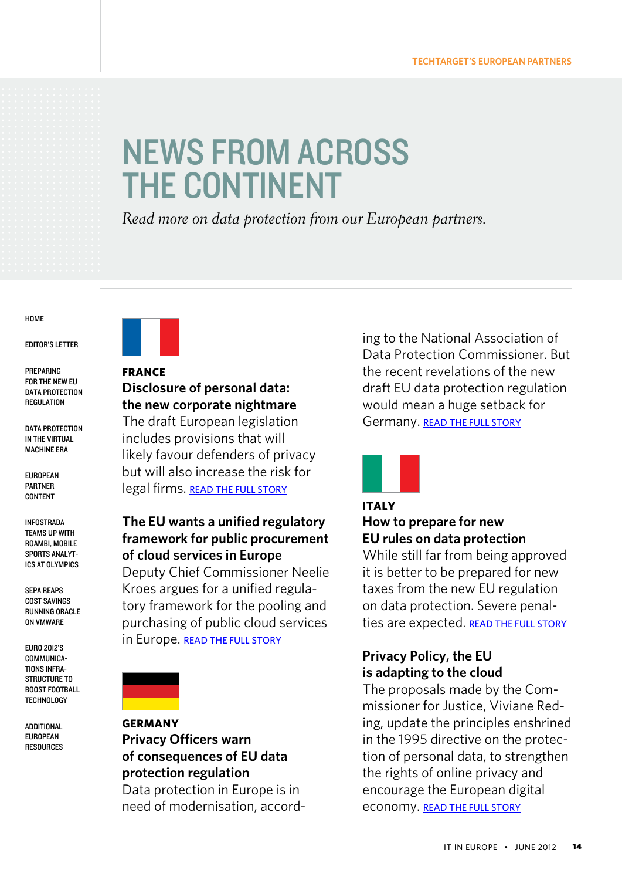# NEWS FROM ACROSS THE CONTINENT

*Read more on data protection from our European partners.*

- HOME
- EDITOR'S LETTER
- PREPARING FOR THE NEW EU DATA PROTECTION REGULATION
- DATA PROTECTION IN THE VIRTUAL MACHINE ERA
- EUROPEAN PARTNER CONTENT
- INFOSTRADA TEAMS UP WITH ROAMBI, MOBILE SPORTS ANALYTICS AT OLYMPICS
- SEPA REAPS COST SAVINGS RUNNING ORACLE ON VMWARE
- EURO 2012'S COMMUNICATIONS INFRASTRUCTURE TO BOOST FOOTBALL TECHNOLOGY
- ADDITIONAL EUROPEAN RESOURCES

## FRANCE

### Disclosure of personal data: the new corporate nightmare

The draft European legislation includes provisions that will likely favour defenders of privacy but will also increase the risk for legal firms. READ THE FULL STORY

### The EU wants a unified regulatory framework for public procurement of cloud services in Europe

Deputy Chief Commissioner Neelie Kroes argues for a unified regulatory framework for the pooling and purchasing of public cloud services in Europe. READ THE FULL STORY

## GERMANY

### Privacy Officers warn of consequences of EU data protection regulation

Data protection in Europe is in need of modernisation, according to the National Association of Data Protection Commissioner. But the recent revelations of the new draft EU data protection regulation would mean a huge setback for Germany. READ THE FULL STORY

## ITALY

### How to prepare for new EU rules on data protection

While still far from being approved it is better to be prepared for new taxes from the new EU regulation on data protection. Severe penalties are expected. READ THE FULL STORY

### Privacy Policy, the EU is adapting to the cloud

The proposals made by the Commissioner for Justice, Viviane Reding, update the principles enshrined in the 1995 directive on the protection of personal data, to strengthen the rights of online privacy and encourage the European digital economy. READ THE FULL STORY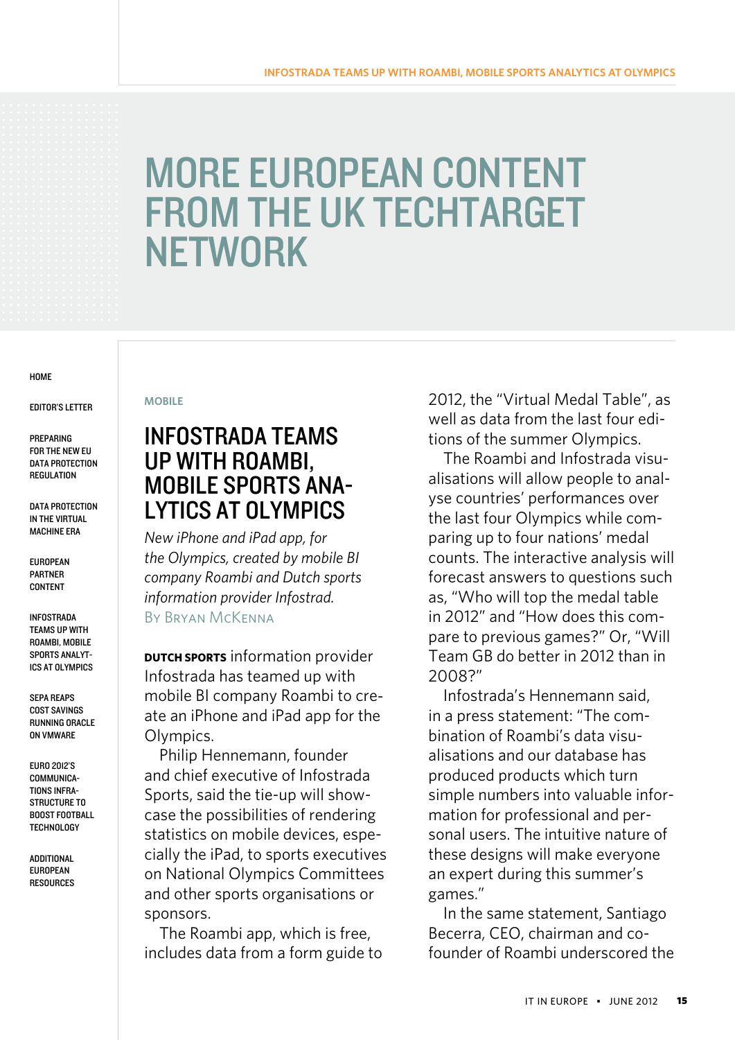# MORE EUROPEAN CONTENT FROM THE UK TECHTARGET NETWORK

HOME

EDITOR'S LETTER

PREPARING FOR THE NEW EU DATA PROTECTION REGULATION

DATA PROTECTION IN THE VIRTUAL MACHINE ERA

EUROPEAN PARTNER CONTENT

INFOSTRADA TEAMS UP WITH ROAMBI, MOBILE SPORTS ANALYTICS AT OLYMPICS

SEPA REAPS COST SAVINGS RUNNING ORACLE ON VMWARE

EURO 2012'S COMMUNICATIONS INFRASTRUCTURE TO BOOST FOOTBALL TECHNOLOGY

ADDITIONAL EUROPEAN RESOURCES

MOBILE

## INFOSTRADA TEAMS UP WITH ROAMBI, MOBILE SPORTS ANALYTICS AT OLYMPICS

*New iPhone and iPad app, for the Olympics, created by mobile BI company Roambi and Dutch sports information provider Infostrad.*

By Bryan McKenna

**DUTCH SPORTS** information provider Infostrada has teamed up with mobile BI company Roambi to create an iPhone and iPad app for the Olympics.

Philip Hennemann, founder and chief executive of Infostrada Sports, said the tie-up will showcase the possibilities of rendering statistics on mobile devices, especially the iPad, to sports executives on National Olympics Committees and other sports organisations or sponsors.

The Roambi app, which is free, includes data from a form guide to 2012, the "Virtual Medal Table", as well as data from the last four editions of the summer Olympics.

The Roambi and Infostrada visualisations will allow people to analyse countries' performances over the last four Olympics while comparing up to four nations' medal counts. The interactive analysis will forecast answers to questions such as, "Who will top the medal table in 2012" and "How does this compare to previous games?" Or, "Will Team GB do better in 2012 than in 2008?"

Infostrada's Hennemann said, in a press statement: "The combination of Roambi's data visualisations and our database has produced products which turn simple numbers into valuable information for professional and personal users. The intuitive nature of these designs will make everyone an expert during this summer's games."

In the same statement, Santiago Becerra, CEO, chairman and co-founder of Roambi underscored the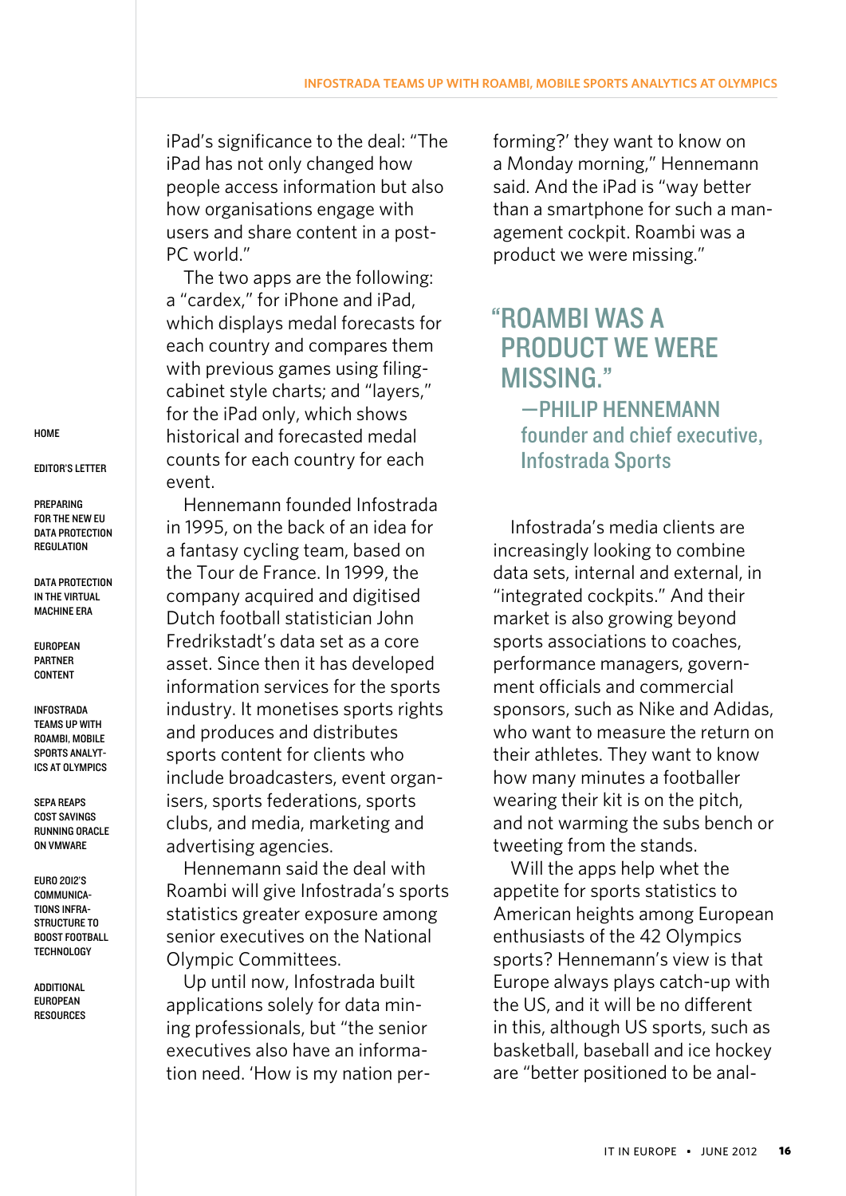iPad's significance to the deal: "The iPad has not only changed how people access information but also how organisations engage with users and share content in a post-PC world."

The two apps are the following: a "cardex," for iPhone and iPad, which displays medal forecasts for each country and compares them with previous games using filing-cabinet style charts; and "layers," for the iPad only, which shows historical and forecasted medal counts for each country for each event.

Hennemann founded Infostrada in 1995, on the back of an idea for a fantasy cycling team, based on the Tour de France. In 1999, the company acquired and digitised Dutch football statistician John Fredrikstadt's data set as a core asset. Since then it has developed information services for the sports industry. It monetises sports rights and produces and distributes sports content for clients who include broadcasters, event organisers, sports federations, sports clubs, and media, marketing and advertising agencies.

Hennemann said the deal with Roambi will give Infostrada's sports statistics greater exposure among senior executives on the National Olympic Committees.

Up until now, Infostrada built applications solely for data mining professionals, but "the senior executives also have an information need. 'How is my nation performing?' they want to know on a Monday morning," Hennemann said. And the iPad is "way better than a smartphone for such a management cockpit. Roambi was a product we were missing."

> "ROAMBI WAS A PRODUCT WE WERE MISSING."
> —PHILIP HENNEMANN
> founder and chief executive, Infostrada Sports

Infostrada's media clients are increasingly looking to combine data sets, internal and external, in "integrated cockpits." And their market is also growing beyond sports associations to coaches, performance managers, government officials and commercial sponsors, such as Nike and Adidas, who want to measure the return on their athletes. They want to know how many minutes a footballer wearing their kit is on the pitch, and not warming the subs bench or tweeting from the stands.

Will the apps help whet the appetite for sports statistics to American heights among European enthusiasts of the 42 Olympics sports? Hennemann's view is that Europe always plays catch-up with the US, and it will be no different in this, although US sports, such as basketball, baseball and ice hockey are "better positioned to be anal-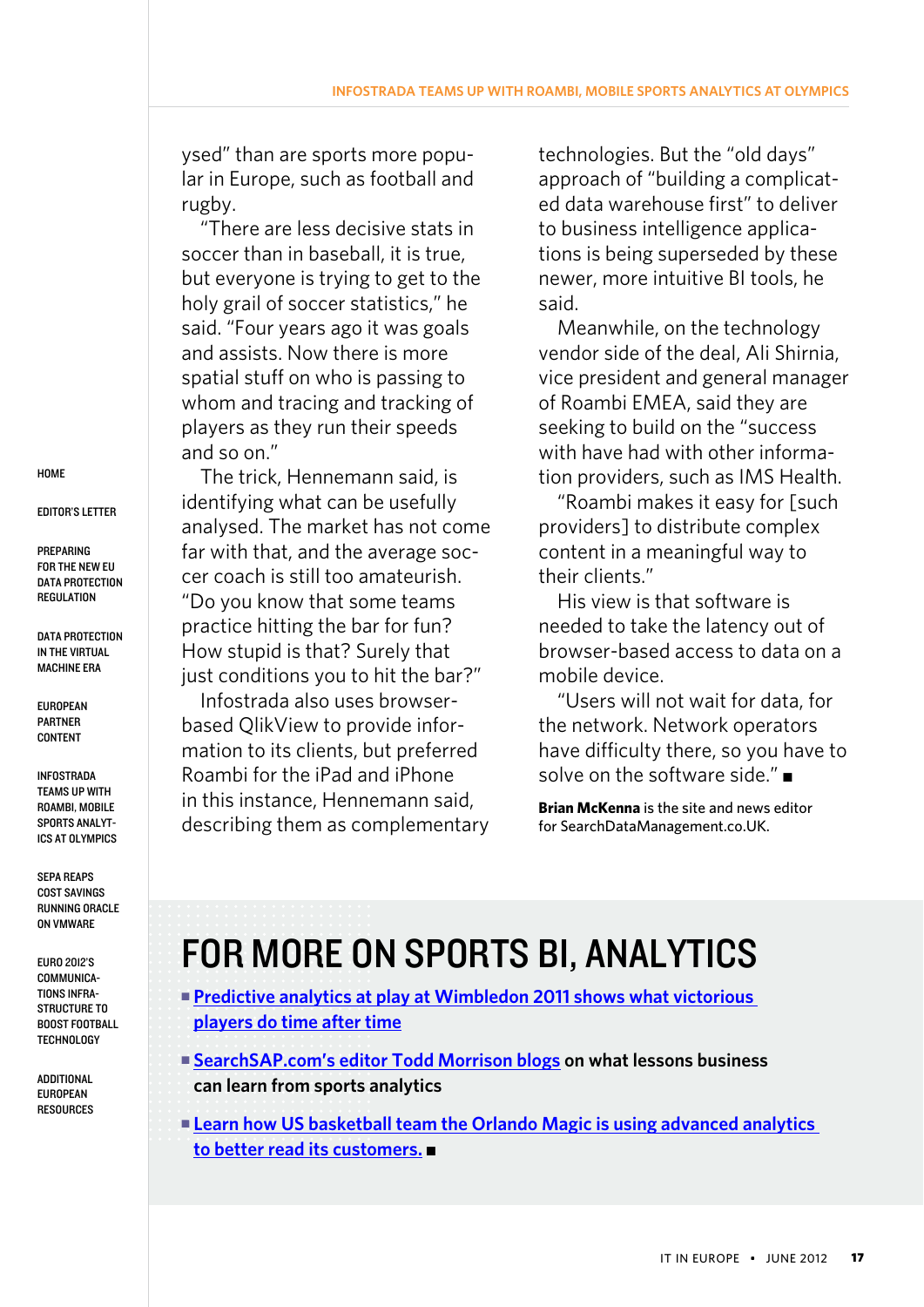ysed" than are sports more popular in Europe, such as football and rugby.

"There are less decisive stats in soccer than in baseball, it is true, but everyone is trying to get to the holy grail of soccer statistics," he said. "Four years ago it was goals and assists. Now there is more spatial stuff on who is passing to whom and tracing and tracking of players as they run their speeds and so on."

The trick, Hennemann said, is identifying what can be usefully analysed. The market has not come far with that, and the average soccer coach is still too amateurish. "Do you know that some teams practice hitting the bar for fun? How stupid is that? Surely that just conditions you to hit the bar?"

Infostrada also uses browser-based QlikView to provide information to its clients, but preferred Roambi for the iPad and iPhone in this instance, Hennemann said, describing them as complementary technologies. But the "old days" approach of "building a complicated data warehouse first" to deliver to business intelligence applications is being superseded by these newer, more intuitive BI tools, he said.

Meanwhile, on the technology vendor side of the deal, Ali Shirnia, vice president and general manager of Roambi EMEA, said they are seeking to build on the "success with have had with other information providers, such as IMS Health.

"Roambi makes it easy for [such providers] to distribute complex content in a meaningful way to their clients."

His view is that software is needed to take the latency out of browser-based access to data on a mobile device.

"Users will not wait for data, for the network. Network operators have difficulty there, so you have to solve on the software side." ■

**Brian McKenna** is the site and news editor for SearchDataManagement.co.UK.

# FOR MORE ON SPORTS BI, ANALYTICS

- Predictive analytics at play at Wimbledon 2011 shows what victorious players do time after time
- SearchSAP.com's editor Todd Morrison blogs **on what lessons business can learn from sports analytics**
- Learn how US basketball team the Orlando Magic is using advanced analytics to better read its customers. ■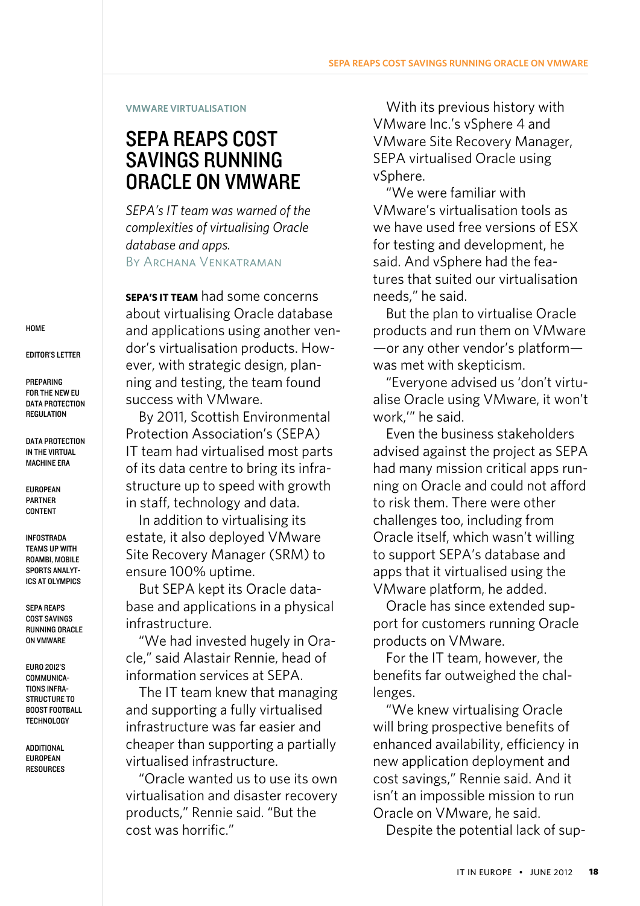VMWARE VIRTUALISATION

# SEPA REAPS COST SAVINGS RUNNING ORACLE ON VMWARE

*SEPA's IT team was warned of the complexities of virtualising Oracle database and apps.*
By Archana Venkatraman

**SEPA'S IT TEAM** had some concerns about virtualising Oracle database and applications using another vendor's virtualisation products. However, with strategic design, planning and testing, the team found success with VMware.

By 2011, Scottish Environmental Protection Association's (SEPA) IT team had virtualised most parts of its data centre to bring its infrastructure up to speed with growth in staff, technology and data.

In addition to virtualising its estate, it also deployed VMware Site Recovery Manager (SRM) to ensure 100% uptime.

But SEPA kept its Oracle database and applications in a physical infrastructure.

"We had invested hugely in Oracle," said Alastair Rennie, head of information services at SEPA.

The IT team knew that managing and supporting a fully virtualised infrastructure was far easier and cheaper than supporting a partially virtualised infrastructure.

"Oracle wanted us to use its own virtualisation and disaster recovery products," Rennie said. "But the cost was horrific."

With its previous history with VMware Inc.'s vSphere 4 and VMware Site Recovery Manager, SEPA virtualised Oracle using vSphere.

"We were familiar with VMware's virtualisation tools as we have used free versions of ESX for testing and development, he said. And vSphere had the features that suited our virtualisation needs," he said.

But the plan to virtualise Oracle products and run them on VMware—or any other vendor's platform—was met with skepticism.

"Everyone advised us 'don't virtualise Oracle using VMware, it won't work,'" he said.

Even the business stakeholders advised against the project as SEPA had many mission critical apps running on Oracle and could not afford to risk them. There were other challenges too, including from Oracle itself, which wasn't willing to support SEPA's database and apps that it virtualised using the VMware platform, he added.

Oracle has since extended support for customers running Oracle products on VMware.

For the IT team, however, the benefits far outweighed the challenges.

"We knew virtualising Oracle will bring prospective benefits of enhanced availability, efficiency in new application deployment and cost savings," Rennie said. And it isn't an impossible mission to run Oracle on VMware, he said.

Despite the potential lack of sup-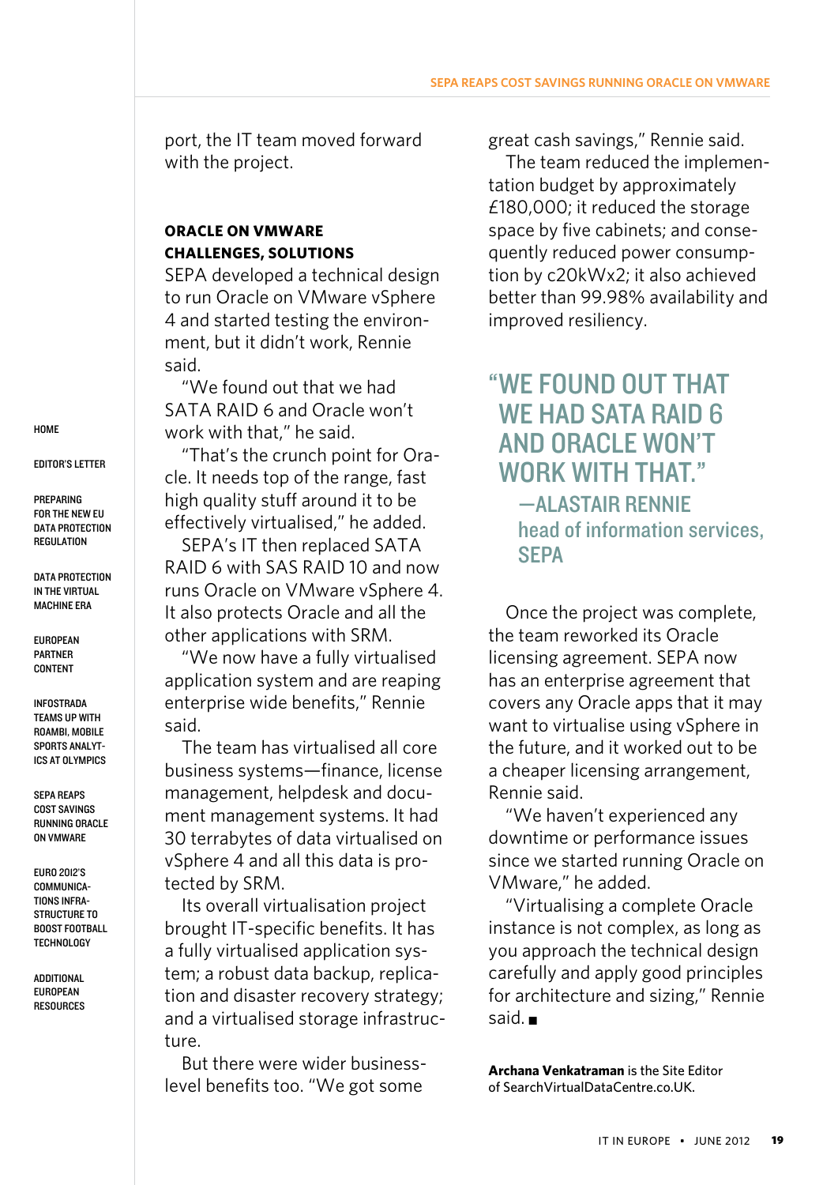port, the IT team moved forward with the project.

## ORACLE ON VMWARE CHALLENGES, SOLUTIONS

SEPA developed a technical design to run Oracle on VMware vSphere 4 and started testing the environment, but it didn't work, Rennie said.

"We found out that we had SATA RAID 6 and Oracle won't work with that," he said.

"That's the crunch point for Oracle. It needs top of the range, fast high quality stuff around it to be effectively virtualised," he added.

SEPA's IT then replaced SATA RAID 6 with SAS RAID 10 and now runs Oracle on VMware vSphere 4. It also protects Oracle and all the other applications with SRM.

"We now have a fully virtualised application system and are reaping enterprise wide benefits," Rennie said.

The team has virtualised all core business systems—finance, license management, helpdesk and document management systems. It had 30 terrabytes of data virtualised on vSphere 4 and all this data is protected by SRM.

Its overall virtualisation project brought IT-specific benefits. It has a fully virtualised application system; a robust data backup, replication and disaster recovery strategy; and a virtualised storage infrastructure.

But there were wider business-level benefits too. "We got some great cash savings," Rennie said.

The team reduced the implementation budget by approximately £180,000; it reduced the storage space by five cabinets; and consequently reduced power consumption by c20kWx2; it also achieved better than 99.98% availability and improved resiliency.

> "WE FOUND OUT THAT WE HAD SATA RAID 6 AND ORACLE WON'T WORK WITH THAT."
> —ALASTAIR RENNIE
> head of information services, SEPA

Once the project was complete, the team reworked its Oracle licensing agreement. SEPA now has an enterprise agreement that covers any Oracle apps that it may want to virtualise using vSphere in the future, and it worked out to be a cheaper licensing arrangement, Rennie said.

"We haven't experienced any downtime or performance issues since we started running Oracle on VMware," he added.

"Virtualising a complete Oracle instance is not complex, as long as you approach the technical design carefully and apply good principles for architecture and sizing," Rennie said. ■

**Archana Venkatraman** is the Site Editor of SearchVirtualDataCentre.co.UK.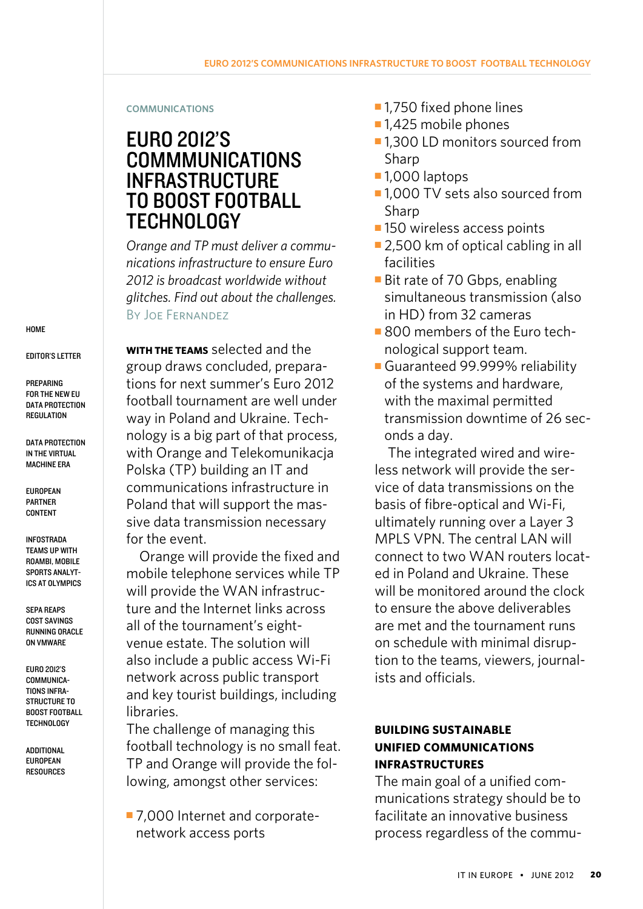COMMUNICATIONS

# EURO 2012'S COMMMUNICATIONS INFRASTRUCTURE TO BOOST FOOTBALL TECHNOLOGY

*Orange and TP must deliver a communications infrastructure to ensure Euro 2012 is broadcast worldwide without glitches. Find out about the challenges.*
BY JOE FERNANDEZ

**WITH THE TEAMS** selected and the group draws concluded, preparations for next summer's Euro 2012 football tournament are well under way in Poland and Ukraine. Technology is a big part of that process, with Orange and Telekomunikacja Polska (TP) building an IT and communications infrastructure in Poland that will support the massive data transmission necessary for the event.

Orange will provide the fixed and mobile telephone services while TP will provide the WAN infrastructure and the Internet links across all of the tournament's eight-venue estate. The solution will also include a public access Wi-Fi network across public transport and key tourist buildings, including libraries.

The challenge of managing this football technology is no small feat. TP and Orange will provide the following, amongst other services:

- 7,000 Internet and corporate-network access ports
- 1,750 fixed phone lines
- 1,425 mobile phones
- 1,300 LD monitors sourced from Sharp
- 1,000 laptops
- 1,000 TV sets also sourced from Sharp
- 150 wireless access points
- 2,500 km of optical cabling in all facilities
- Bit rate of 70 Gbps, enabling simultaneous transmission (also in HD) from 32 cameras
- 800 members of the Euro technological support team.
- Guaranteed 99.999% reliability of the systems and hardware, with the maximal permitted transmission downtime of 26 seconds a day.

The integrated wired and wireless network will provide the service of data transmissions on the basis of fibre-optical and Wi-Fi, ultimately running over a Layer 3 MPLS VPN. The central LAN will connect to two WAN routers located in Poland and Ukraine. These will be monitored around the clock to ensure the above deliverables are met and the tournament runs on schedule with minimal disruption to the teams, viewers, journalists and officials.

## BUILDING SUSTAINABLE UNIFIED COMMUNICATIONS INFRASTRUCTURES

The main goal of a unified communications strategy should be to facilitate an innovative business process regardless of the commu-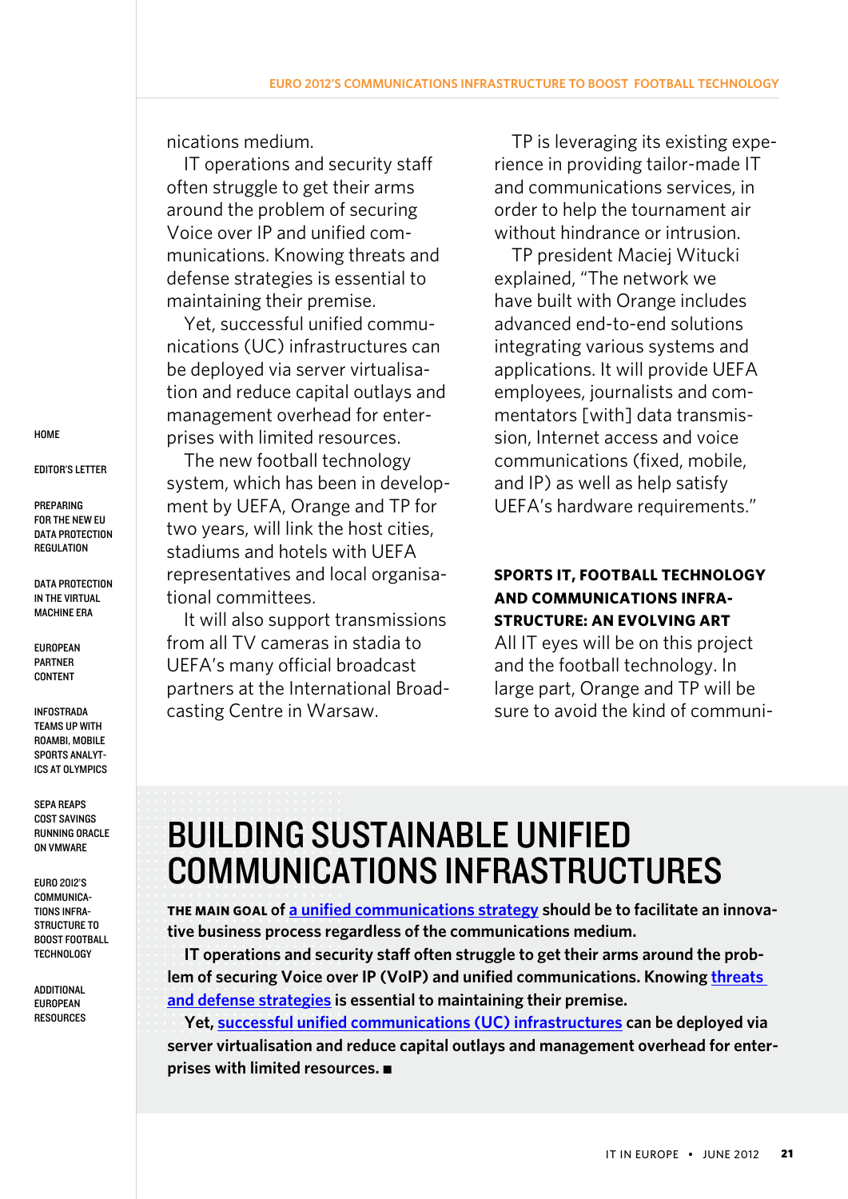nications medium.

IT operations and security staff often struggle to get their arms around the problem of securing Voice over IP and unified communications. Knowing threats and defense strategies is essential to maintaining their premise.

Yet, successful unified communications (UC) infrastructures can be deployed via server virtualisation and reduce capital outlays and management overhead for enterprises with limited resources.

The new football technology system, which has been in development by UEFA, Orange and TP for two years, will link the host cities, stadiums and hotels with UEFA representatives and local organisational committees.

It will also support transmissions from all TV cameras in stadia to UEFA's many official broadcast partners at the International Broadcasting Centre in Warsaw.

TP is leveraging its existing experience in providing tailor-made IT and communications services, in order to help the tournament air without hindrance or intrusion.

TP president Maciej Witucki explained, "The network we have built with Orange includes advanced end-to-end solutions integrating various systems and applications. It will provide UEFA employees, journalists and commentators [with] data transmission, Internet access and voice communications (fixed, mobile, and IP) as well as help satisfy UEFA's hardware requirements."

**SPORTS IT, FOOTBALL TECHNOLOGY AND COMMUNICATIONS INFRASTRUCTURE: AN EVOLVING ART**

All IT eyes will be on this project and the football technology. In large part, Orange and TP will be sure to avoid the kind of communi-

# BUILDING SUSTAINABLE UNIFIED COMMUNICATIONS INFRASTRUCTURES

**THE MAIN GOAL of a unified communications strategy should be to facilitate an innovative business process regardless of the communications medium.**

**IT operations and security staff often struggle to get their arms around the problem of securing Voice over IP (VoIP) and unified communications. Knowing threats and defense strategies is essential to maintaining their premise.**

**Yet, successful unified communications (UC) infrastructures can be deployed via server virtualisation and reduce capital outlays and management overhead for enterprises with limited resources. ■**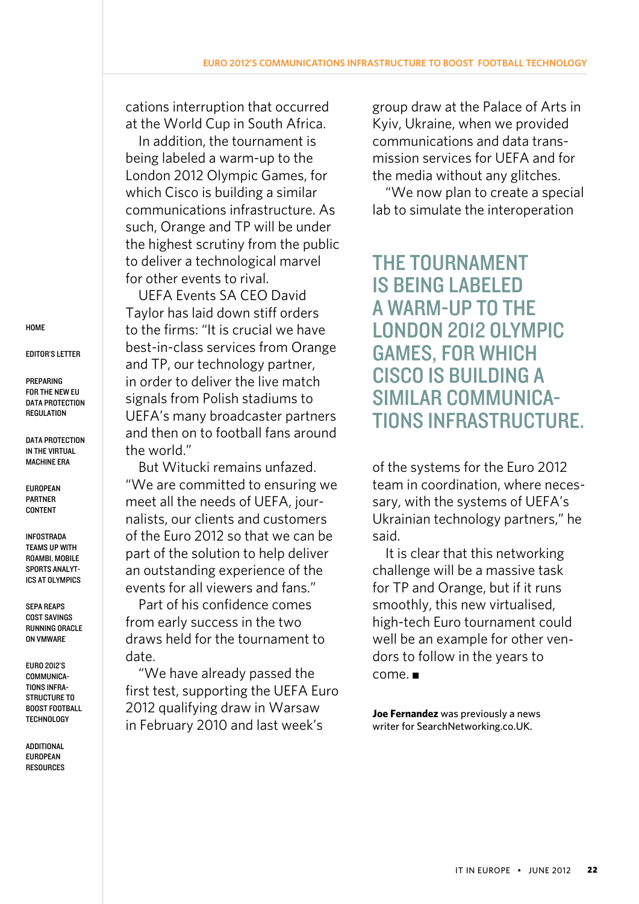cations interruption that occurred at the World Cup in South Africa.

In addition, the tournament is being labeled a warm-up to the London 2012 Olympic Games, for which Cisco is building a similar communications infrastructure. As such, Orange and TP will be under the highest scrutiny from the public to deliver a technological marvel for other events to rival.

UEFA Events SA CEO David Taylor has laid down stiff orders to the firms: "It is crucial we have best-in-class services from Orange and TP, our technology partner, in order to deliver the live match signals from Polish stadiums to UEFA's many broadcaster partners and then on to football fans around the world."

But Witucki remains unfazed. "We are committed to ensuring we meet all the needs of UEFA, journalists, our clients and customers of the Euro 2012 so that we can be part of the solution to help deliver an outstanding experience of the events for all viewers and fans."

Part of his confidence comes from early success in the two draws held for the tournament to date.

"We have already passed the first test, supporting the UEFA Euro 2012 qualifying draw in Warsaw in February 2010 and last week's group draw at the Palace of Arts in Kyiv, Ukraine, when we provided communications and data transmission services for UEFA and for the media without any glitches.

"We now plan to create a special lab to simulate the interoperation of the systems for the Euro 2012 team in coordination, where necessary, with the systems of UEFA's Ukrainian technology partners," he said.

## THE TOURNAMENT IS BEING LABELED A WARM-UP TO THE LONDON 2012 OLYMPIC GAMES, FOR WHICH CISCO IS BUILDING A SIMILAR COMMUNICATIONS INFRASTRUCTURE.

It is clear that this networking challenge will be a massive task for TP and Orange, but if it runs smoothly, this new virtualised, high-tech Euro tournament could well be an example for other vendors to follow in the years to come. ■

**Joe Fernandez** was previously a news writer for SearchNetworking.co.UK.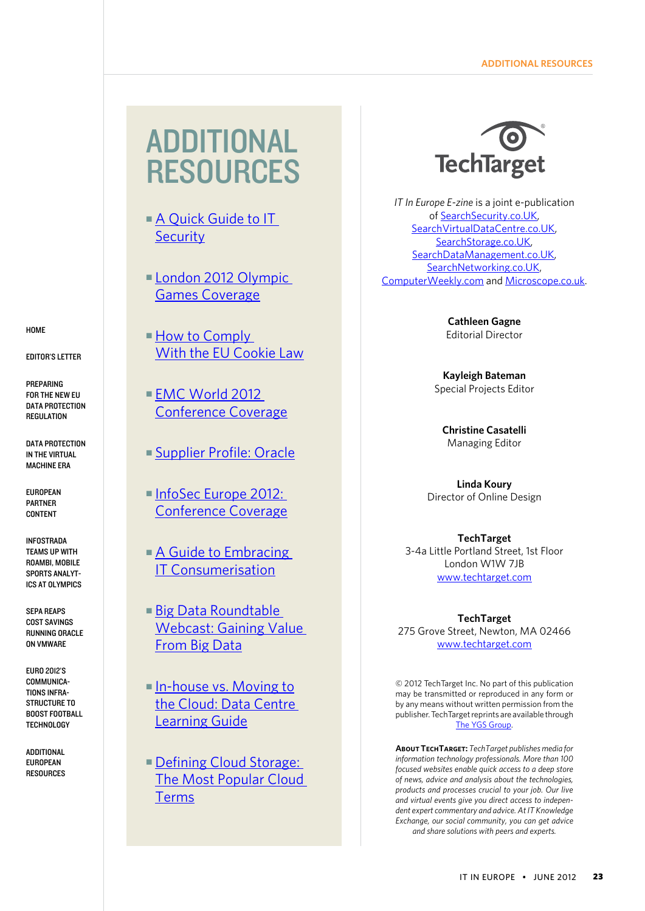# ADDITIONAL RESOURCES

- A Quick Guide to IT Security
- London 2012 Olympic Games Coverage
- How to Comply With the EU Cookie Law
- EMC World 2012 Conference Coverage
- Supplier Profile: Oracle
- InfoSec Europe 2012: Conference Coverage
- A Guide to Embracing IT Consumerisation
- Big Data Roundtable Webcast: Gaining Value From Big Data
- In-house vs. Moving to the Cloud: Data Centre Learning Guide
- Defining Cloud Storage: The Most Popular Cloud Terms

HOME

EDITOR'S LETTER

PREPARING FOR THE NEW EU DATA PROTECTION REGULATION

DATA PROTECTION IN THE VIRTUAL MACHINE ERA

EUROPEAN PARTNER CONTENT

INFOSTRADA TEAMS UP WITH ROAMBI, MOBILE SPORTS ANALYTICS AT OLYMPICS

SEPA REAPS COST SAVINGS RUNNING ORACLE ON VMWARE

EURO 2012'S COMMUNICATIONS INFRASTRUCTURE TO BOOST FOOTBALL TECHNOLOGY

ADDITIONAL EUROPEAN RESOURCES

TechTarget

*IT In Europe E-zine* is a joint e-publication of SearchSecurity.co.UK, SearchVirtualDataCentre.co.UK, SearchStorage.co.UK, SearchDataManagement.co.UK, SearchNetworking.co.UK, ComputerWeekly.com and Microscope.co.uk.

**Cathleen Gagne**
Editorial Director

**Kayleigh Bateman**
Special Projects Editor

**Christine Casatelli**
Managing Editor

**Linda Koury**
Director of Online Design

**TechTarget**
3-4a Little Portland Street, 1st Floor
London W1W 7JB
www.techtarget.com

**TechTarget**
275 Grove Street, Newton, MA 02466
www.techtarget.com

© 2012 TechTarget Inc. No part of this publication may be transmitted or reproduced in any form or by any means without written permission from the publisher. TechTarget reprints are available through The YGS Group.

**About TechTarget:** *TechTarget publishes media for information technology professionals. More than 100 focused websites enable quick access to a deep store of news, advice and analysis about the technologies, products and processes crucial to your job. Our live and virtual events give you direct access to independent expert commentary and advice. At IT Knowledge Exchange, our social community, you can get advice and share solutions with peers and experts.*